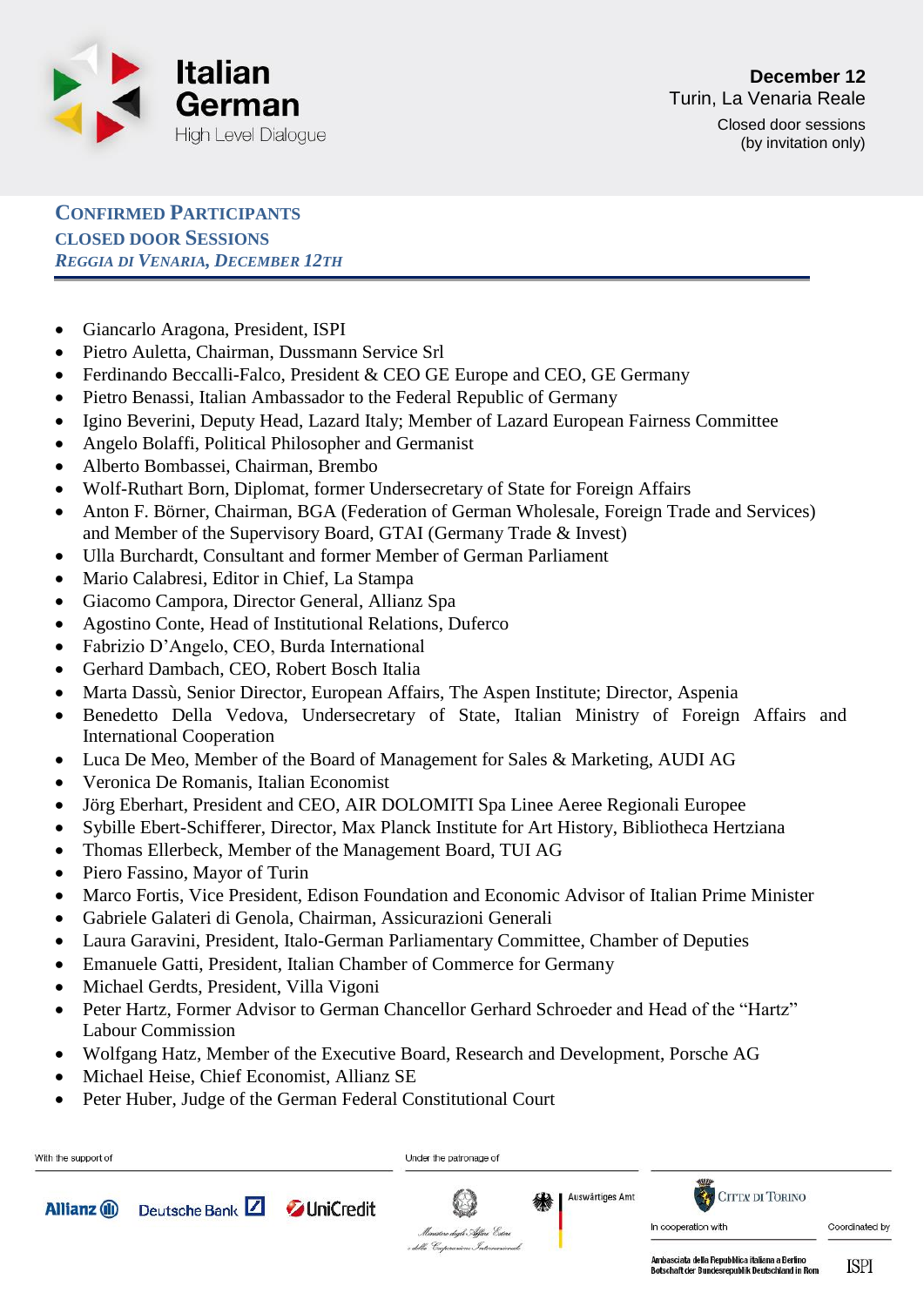Italian German High Level Dialogue

**December 12**
Turin, La Venaria Reale
Closed door sessions
(by invitation only)

## CONFIRMED PARTICIPANTS
## CLOSED DOOR SESSIONS
### *REGGIA DI VENARIA, DECEMBER 12TH*

- Giancarlo Aragona, President, ISPI
- Pietro Auletta, Chairman, Dussmann Service Srl
- Ferdinando Beccalli-Falco, President & CEO GE Europe and CEO, GE Germany
- Pietro Benassi, Italian Ambassador to the Federal Republic of Germany
- Igino Beverini, Deputy Head, Lazard Italy; Member of Lazard European Fairness Committee
- Angelo Bolaffi, Political Philosopher and Germanist
- Alberto Bombassei, Chairman, Brembo
- Wolf-Ruthart Born, Diplomat, former Undersecretary of State for Foreign Affairs
- Anton F. Börner, Chairman, BGA (Federation of German Wholesale, Foreign Trade and Services) and Member of the Supervisory Board, GTAI (Germany Trade & Invest)
- Ulla Burchardt, Consultant and former Member of German Parliament
- Mario Calabresi, Editor in Chief, La Stampa
- Giacomo Campora, Director General, Allianz Spa
- Agostino Conte, Head of Institutional Relations, Duferco
- Fabrizio D’Angelo, CEO, Burda International
- Gerhard Dambach, CEO, Robert Bosch Italia
- Marta Dassù, Senior Director, European Affairs, The Aspen Institute; Director, Aspenia
- Benedetto Della Vedova, Undersecretary of State, Italian Ministry of Foreign Affairs and International Cooperation
- Luca De Meo, Member of the Board of Management for Sales & Marketing, AUDI AG
- Veronica De Romanis, Italian Economist
- Jörg Eberhart, President and CEO, AIR DOLOMITI Spa Linee Aeree Regionali Europee
- Sybille Ebert-Schifferer, Director, Max Planck Institute for Art History, Bibliotheca Hertziana
- Thomas Ellerbeck, Member of the Management Board, TUI AG
- Piero Fassino, Mayor of Turin
- Marco Fortis, Vice President, Edison Foundation and Economic Advisor of Italian Prime Minister
- Gabriele Galateri di Genola, Chairman, Assicurazioni Generali
- Laura Garavini, President, Italo-German Parliamentary Committee, Chamber of Deputies
- Emanuele Gatti, President, Italian Chamber of Commerce for Germany
- Michael Gerdts, President, Villa Vigoni
- Peter Hartz, Former Advisor to German Chancellor Gerhard Schroeder and Head of the “Hartz” Labour Commission
- Wolfgang Hatz, Member of the Executive Board, Research and Development, Porsche AG
- Michael Heise, Chief Economist, Allianz SE
- Peter Huber, Judge of the German Federal Constitutional Court

With the support of: Allianz, Deutsche Bank, UniCredit

Under the patronage of: Ministero degli Affari Esteri e della Cooperazione Internazionale; Auswärtiges Amt

Città di Torino

In cooperation with: Ambasciata della Repubblica italiana a Berlino / Botschaft der Bundesrepublik Deutschland in Rom

Coordinated by: ISPI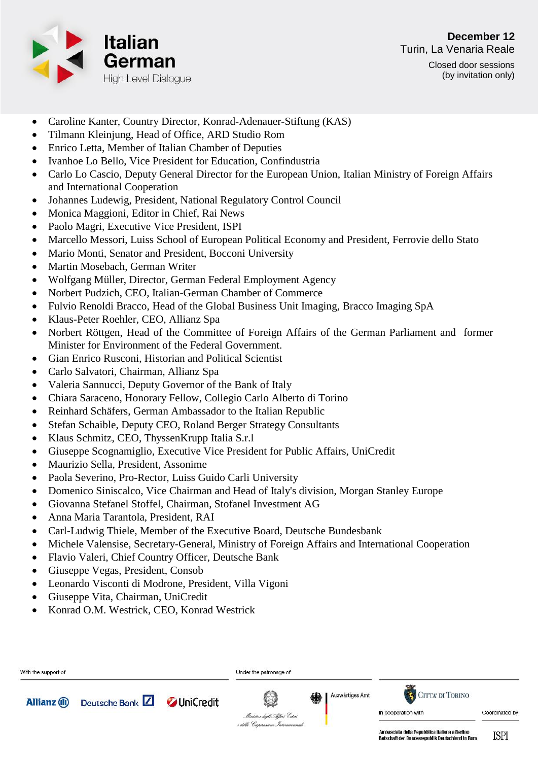- Caroline Kanter, Country Director, Konrad-Adenauer-Stiftung (KAS)
- Tilmann Kleinjung, Head of Office, ARD Studio Rom
- Enrico Letta, Member of Italian Chamber of Deputies
- Ivanhoe Lo Bello, Vice President for Education, Confindustria
- Carlo Lo Cascio, Deputy General Director for the European Union, Italian Ministry of Foreign Affairs and International Cooperation
- Johannes Ludewig, President, National Regulatory Control Council
- Monica Maggioni, Editor in Chief, Rai News
- Paolo Magri, Executive Vice President, ISPI
- Marcello Messori, Luiss School of European Political Economy and President, Ferrovie dello Stato
- Mario Monti, Senator and President, Bocconi University
- Martin Mosebach, German Writer
- Wolfgang Müller, Director, German Federal Employment Agency
- Norbert Pudzich, CEO, Italian-German Chamber of Commerce
- Fulvio Renoldi Bracco, Head of the Global Business Unit Imaging, Bracco Imaging SpA
- Klaus-Peter Roehler, CEO, Allianz Spa
- Norbert Röttgen, Head of the Committee of Foreign Affairs of the German Parliament and former Minister for Environment of the Federal Government.
- Gian Enrico Rusconi, Historian and Political Scientist
- Carlo Salvatori, Chairman, Allianz Spa
- Valeria Sannucci, Deputy Governor of the Bank of Italy
- Chiara Saraceno, Honorary Fellow, Collegio Carlo Alberto di Torino
- Reinhard Schäfers, German Ambassador to the Italian Republic
- Stefan Schaible, Deputy CEO, Roland Berger Strategy Consultants
- Klaus Schmitz, CEO, ThyssenKrupp Italia S.r.l
- Giuseppe Scognamiglio, Executive Vice President for Public Affairs, UniCredit
- Maurizio Sella, President, Assonime
- Paola Severino, Pro-Rector, Luiss Guido Carli University
- Domenico Siniscalco, Vice Chairman and Head of Italy's division, Morgan Stanley Europe
- Giovanna Stefanel Stoffel, Chairman, Stofanel Investment AG
- Anna Maria Tarantola, President, RAI
- Carl-Ludwig Thiele, Member of the Executive Board, Deutsche Bundesbank
- Michele Valensise, Secretary-General, Ministry of Foreign Affairs and International Cooperation
- Flavio Valeri, Chief Country Officer, Deutsche Bank
- Giuseppe Vegas, President, Consob
- Leonardo Visconti di Modrone, President, Villa Vigoni
- Giuseppe Vita, Chairman, UniCredit
- Konrad O.M. Westrick, CEO, Konrad Westrick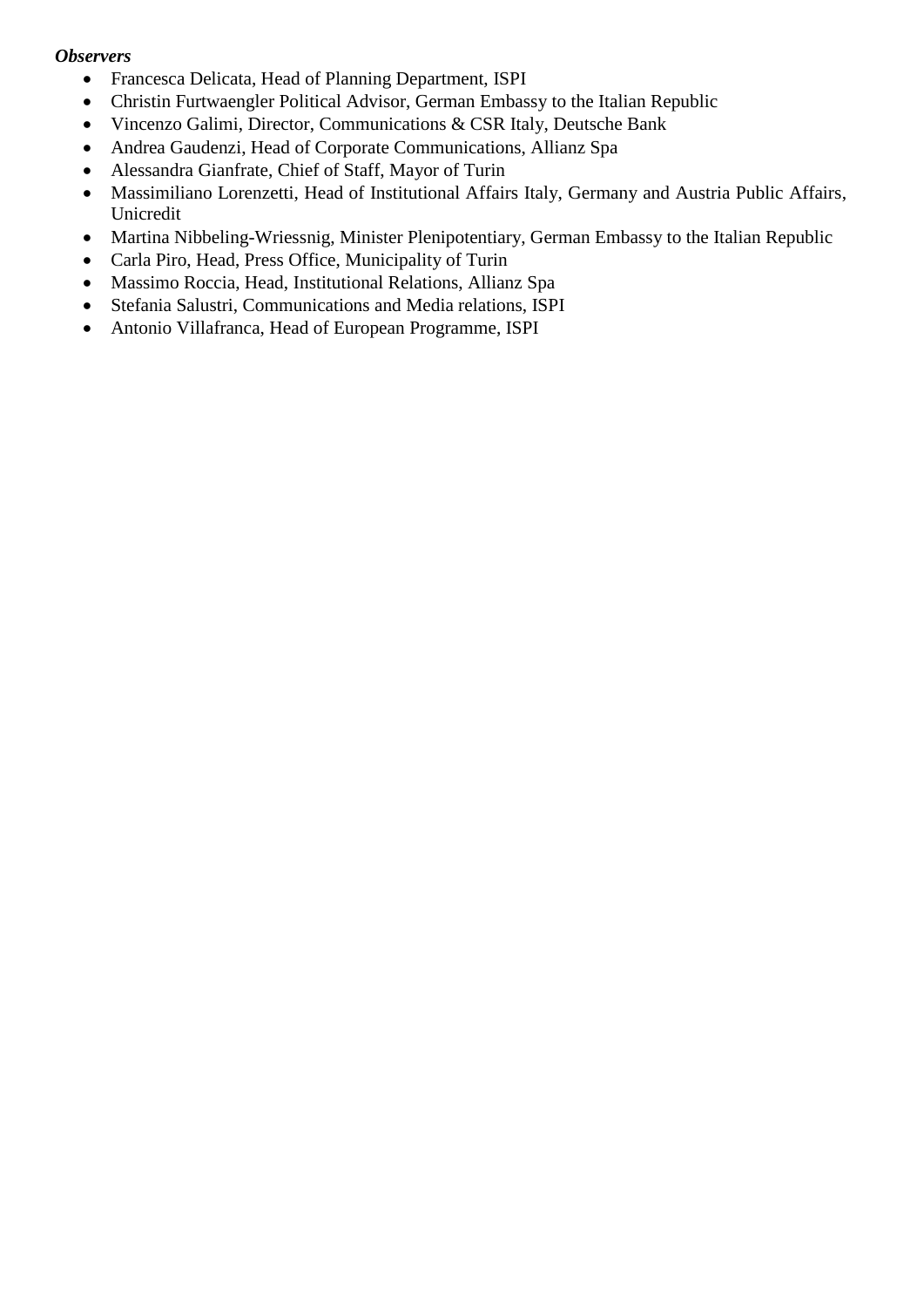***Observers***

- Francesca Delicata, Head of Planning Department, ISPI
- Christin Furtwaengler Political Advisor, German Embassy to the Italian Republic
- Vincenzo Galimi, Director, Communications & CSR Italy, Deutsche Bank
- Andrea Gaudenzi, Head of Corporate Communications, Allianz Spa
- Alessandra Gianfrate, Chief of Staff, Mayor of Turin
- Massimiliano Lorenzetti, Head of Institutional Affairs Italy, Germany and Austria Public Affairs, Unicredit
- Martina Nibbeling-Wriessnig, Minister Plenipotentiary, German Embassy to the Italian Republic
- Carla Piro, Head, Press Office, Municipality of Turin
- Massimo Roccia, Head, Institutional Relations, Allianz Spa
- Stefania Salustri, Communications and Media relations, ISPI
- Antonio Villafranca, Head of European Programme, ISPI